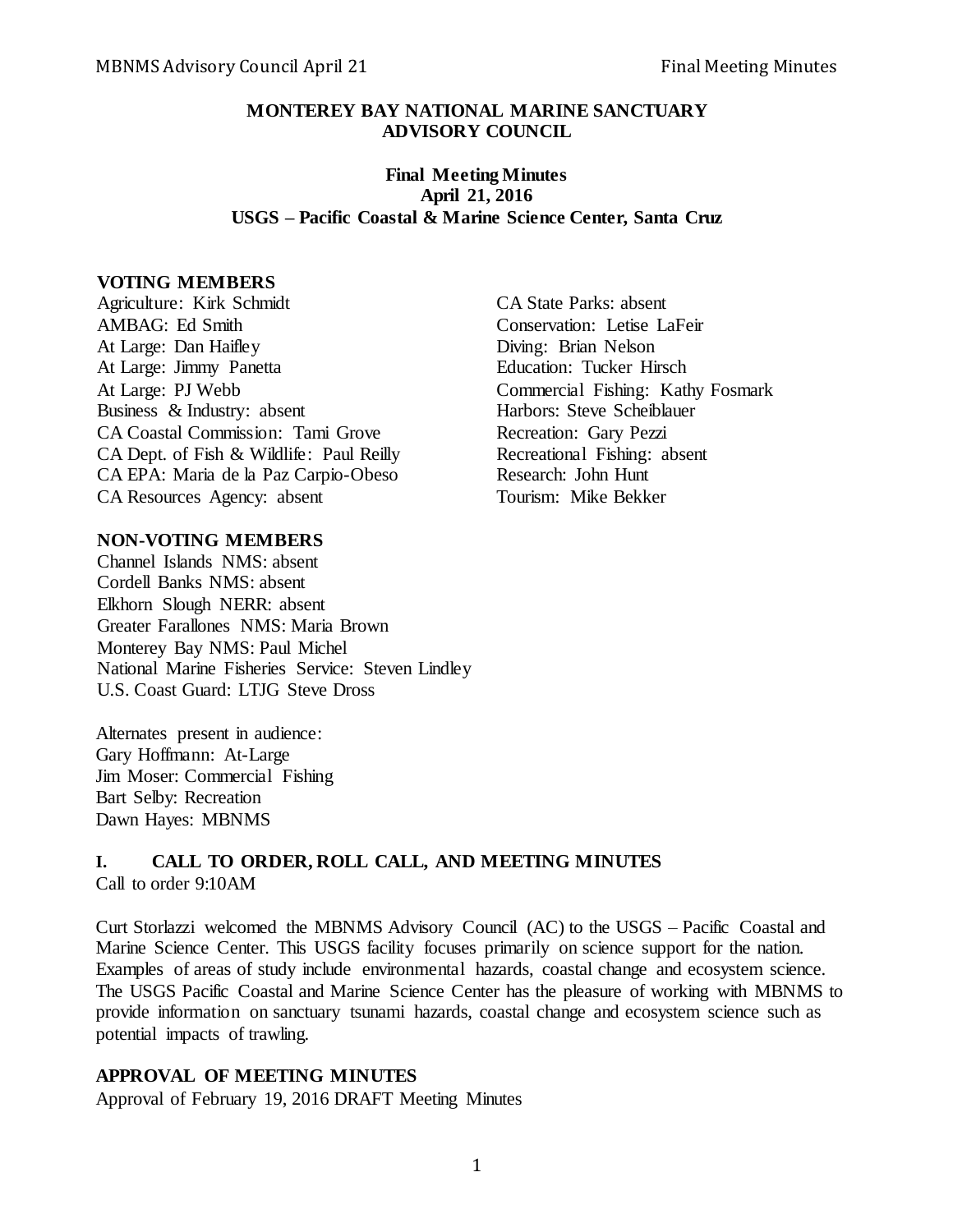**MONTEREY BAY NATIONAL MARINE SANCTUARY**
**ADVISORY COUNCIL**

**Final Meeting Minutes**
**April 21, 2016**
**USGS – Pacific Coastal & Marine Science Center, Santa Cruz**

**VOTING MEMBERS**

Agriculture: Kirk Schmidt
AMBAG: Ed Smith
At Large: Dan Haifley
At Large: Jimmy Panetta
At Large: PJ Webb
Business & Industry: absent
CA Coastal Commission: Tami Grove
CA Dept. of Fish & Wildlife: Paul Reilly
CA EPA: Maria de la Paz Carpio-Obeso
CA Resources Agency: absent
CA State Parks: absent
Conservation: Letise LaFeir
Diving: Brian Nelson
Education: Tucker Hirsch
Commercial Fishing: Kathy Fosmark
Harbors: Steve Scheiblauer
Recreation: Gary Pezzi
Recreational Fishing: absent
Research: John Hunt
Tourism: Mike Bekker

**NON-VOTING MEMBERS**

Channel Islands NMS: absent
Cordell Banks NMS: absent
Elkhorn Slough NERR: absent
Greater Farallones NMS: Maria Brown
Monterey Bay NMS: Paul Michel
National Marine Fisheries Service: Steven Lindley
U.S. Coast Guard: LTJG Steve Dross

Alternates present in audience:
Gary Hoffmann: At-Large
Jim Moser: Commercial Fishing
Bart Selby: Recreation
Dawn Hayes: MBNMS

## I. CALL TO ORDER, ROLL CALL, AND MEETING MINUTES

Call to order 9:10AM

Curt Storlazzi welcomed the MBNMS Advisory Council (AC) to the USGS – Pacific Coastal and Marine Science Center. This USGS facility focuses primarily on science support for the nation. Examples of areas of study include environmental hazards, coastal change and ecosystem science. The USGS Pacific Coastal and Marine Science Center has the pleasure of working with MBNMS to provide information on sanctuary tsunami hazards, coastal change and ecosystem science such as potential impacts of trawling.

**APPROVAL OF MEETING MINUTES**

Approval of February 19, 2016 DRAFT Meeting Minutes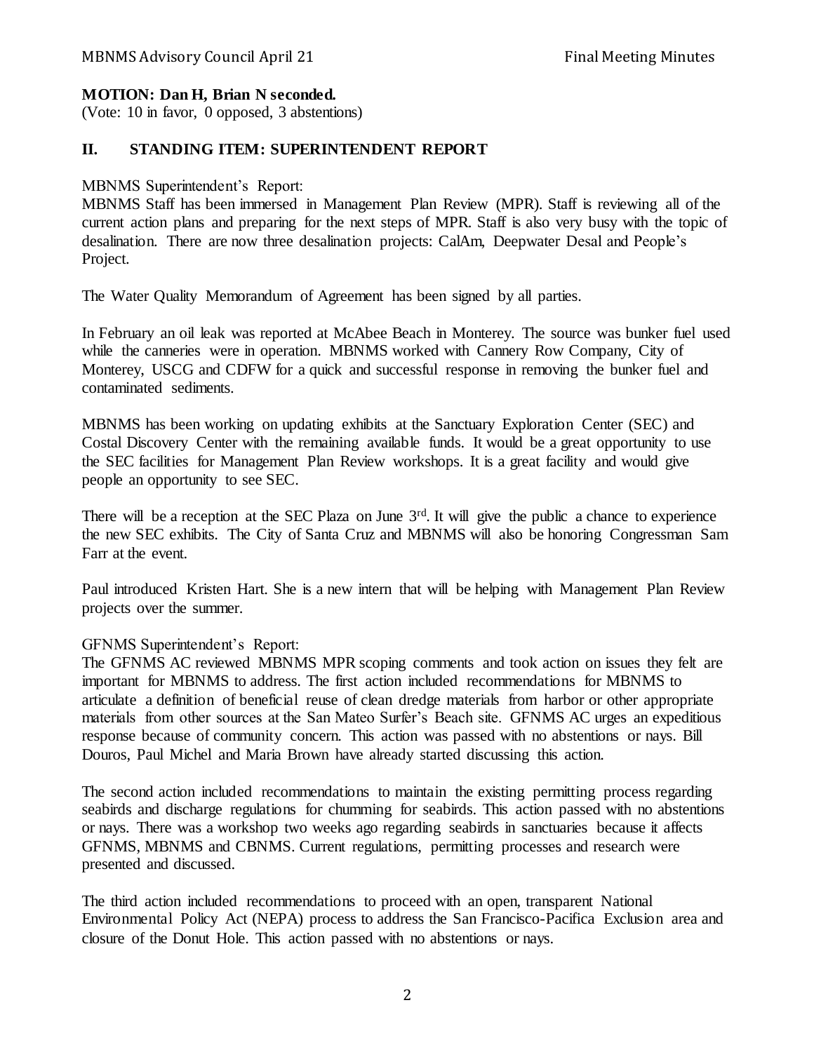**MOTION: Dan H, Brian N seconded.**
(Vote: 10 in favor, 0 opposed, 3 abstentions)

## II. STANDING ITEM: SUPERINTENDENT REPORT

MBNMS Superintendent's Report:
MBNMS Staff has been immersed in Management Plan Review (MPR). Staff is reviewing all of the current action plans and preparing for the next steps of MPR. Staff is also very busy with the topic of desalination. There are now three desalination projects: CalAm, Deepwater Desal and People's Project.

The Water Quality Memorandum of Agreement has been signed by all parties.

In February an oil leak was reported at McAbee Beach in Monterey. The source was bunker fuel used while the canneries were in operation. MBNMS worked with Cannery Row Company, City of Monterey, USCG and CDFW for a quick and successful response in removing the bunker fuel and contaminated sediments.

MBNMS has been working on updating exhibits at the Sanctuary Exploration Center (SEC) and Costal Discovery Center with the remaining available funds. It would be a great opportunity to use the SEC facilities for Management Plan Review workshops. It is a great facility and would give people an opportunity to see SEC.

There will be a reception at the SEC Plaza on June 3rd. It will give the public a chance to experience the new SEC exhibits. The City of Santa Cruz and MBNMS will also be honoring Congressman Sam Farr at the event.

Paul introduced Kristen Hart. She is a new intern that will be helping with Management Plan Review projects over the summer.

GFNMS Superintendent's Report:
The GFNMS AC reviewed MBNMS MPR scoping comments and took action on issues they felt are important for MBNMS to address. The first action included recommendations for MBNMS to articulate a definition of beneficial reuse of clean dredge materials from harbor or other appropriate materials from other sources at the San Mateo Surfer's Beach site. GFNMS AC urges an expeditious response because of community concern. This action was passed with no abstentions or nays. Bill Douros, Paul Michel and Maria Brown have already started discussing this action.

The second action included recommendations to maintain the existing permitting process regarding seabirds and discharge regulations for chumming for seabirds. This action passed with no abstentions or nays. There was a workshop two weeks ago regarding seabirds in sanctuaries because it affects GFNMS, MBNMS and CBNMS. Current regulations, permitting processes and research were presented and discussed.

The third action included recommendations to proceed with an open, transparent National Environmental Policy Act (NEPA) process to address the San Francisco-Pacifica Exclusion area and closure of the Donut Hole. This action passed with no abstentions or nays.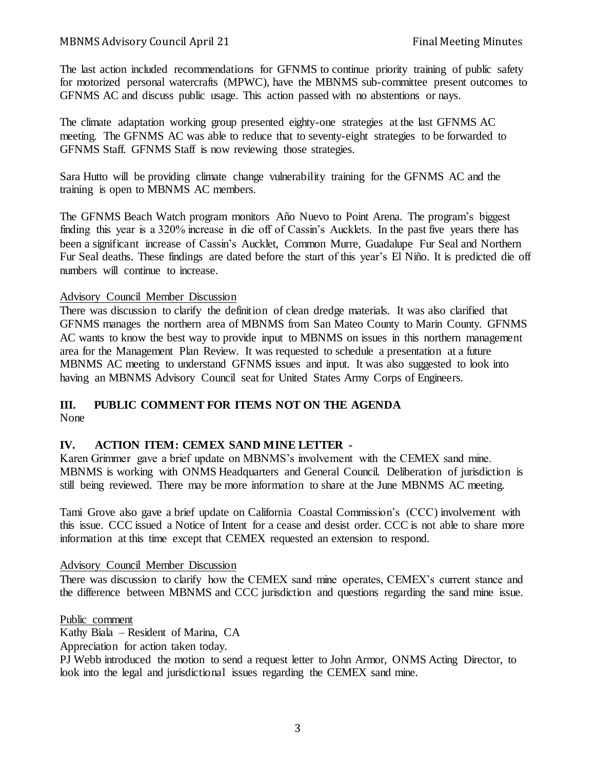The last action included recommendations for GFNMS to continue priority training of public safety for motorized personal watercrafts (MPWC), have the MBNMS sub-committee present outcomes to GFNMS AC and discuss public usage. This action passed with no abstentions or nays.

The climate adaptation working group presented eighty-one strategies at the last GFNMS AC meeting. The GFNMS AC was able to reduce that to seventy-eight strategies to be forwarded to GFNMS Staff. GFNMS Staff is now reviewing those strategies.

Sara Hutto will be providing climate change vulnerability training for the GFNMS AC and the training is open to MBNMS AC members.

The GFNMS Beach Watch program monitors Año Nuevo to Point Arena. The program's biggest finding this year is a 320% increase in die off of Cassin's Aucklets. In the past five years there has been a significant increase of Cassin's Aucklet, Common Murre, Guadalupe Fur Seal and Northern Fur Seal deaths. These findings are dated before the start of this year's El Niño. It is predicted die off numbers will continue to increase.

Advisory Council Member Discussion

There was discussion to clarify the definition of clean dredge materials. It was also clarified that GFNMS manages the northern area of MBNMS from San Mateo County to Marin County. GFNMS AC wants to know the best way to provide input to MBNMS on issues in this northern management area for the Management Plan Review. It was requested to schedule a presentation at a future MBNMS AC meeting to understand GFNMS issues and input. It was also suggested to look into having an MBNMS Advisory Council seat for United States Army Corps of Engineers.

## III. PUBLIC COMMENT FOR ITEMS NOT ON THE AGENDA

None

## IV. ACTION ITEM: CEMEX SAND MINE LETTER -

Karen Grimmer gave a brief update on MBNMS's involvement with the CEMEX sand mine. MBNMS is working with ONMS Headquarters and General Council. Deliberation of jurisdiction is still being reviewed. There may be more information to share at the June MBNMS AC meeting.

Tami Grove also gave a brief update on California Coastal Commission's (CCC) involvement with this issue. CCC issued a Notice of Intent for a cease and desist order. CCC is not able to share more information at this time except that CEMEX requested an extension to respond.

Advisory Council Member Discussion

There was discussion to clarify how the CEMEX sand mine operates, CEMEX's current stance and the difference between MBNMS and CCC jurisdiction and questions regarding the sand mine issue.

Public comment

Kathy Biala – Resident of Marina, CA

Appreciation for action taken today.

PJ Webb introduced the motion to send a request letter to John Armor, ONMS Acting Director, to look into the legal and jurisdictional issues regarding the CEMEX sand mine.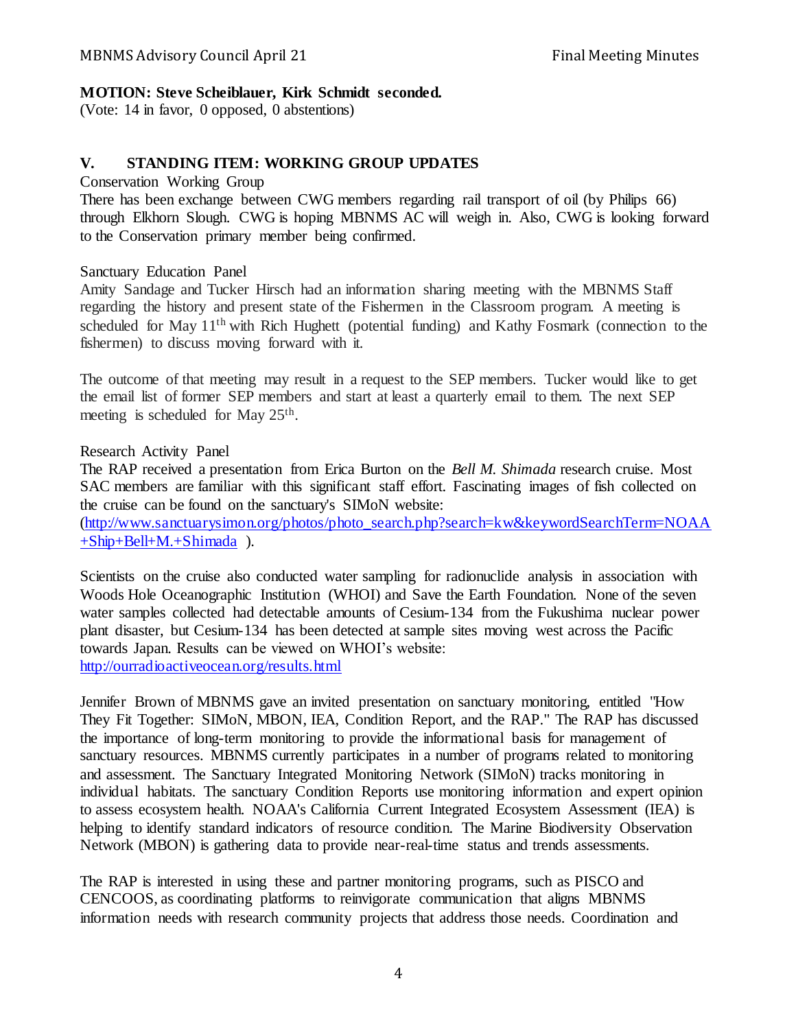**MOTION: Steve Scheiblauer, Kirk Schmidt seconded.**
(Vote: 14 in favor, 0 opposed, 0 abstentions)

## V. STANDING ITEM: WORKING GROUP UPDATES

Conservation Working Group

There has been exchange between CWG members regarding rail transport of oil (by Philips 66) through Elkhorn Slough. CWG is hoping MBNMS AC will weigh in. Also, CWG is looking forward to the Conservation primary member being confirmed.

Sanctuary Education Panel

Amity Sandage and Tucker Hirsch had an information sharing meeting with the MBNMS Staff regarding the history and present state of the Fishermen in the Classroom program. A meeting is scheduled for May 11th with Rich Hughett (potential funding) and Kathy Fosmark (connection to the fishermen) to discuss moving forward with it.

The outcome of that meeting may result in a request to the SEP members. Tucker would like to get the email list of former SEP members and start at least a quarterly email to them. The next SEP meeting is scheduled for May 25th.

Research Activity Panel

The RAP received a presentation from Erica Burton on the *Bell M. Shimada* research cruise. Most SAC members are familiar with this significant staff effort. Fascinating images of fish collected on the cruise can be found on the sanctuary's SIMoN website: (http://www.sanctuarysimon.org/photos/photo_search.php?search=kw&keywordSearchTerm=NOAA+Ship+Bell+M.+Shimada ).

Scientists on the cruise also conducted water sampling for radionuclide analysis in association with Woods Hole Oceanographic Institution (WHOI) and Save the Earth Foundation. None of the seven water samples collected had detectable amounts of Cesium-134 from the Fukushima nuclear power plant disaster, but Cesium-134 has been detected at sample sites moving west across the Pacific towards Japan. Results can be viewed on WHOI's website: http://ourradioactiveocean.org/results.html

Jennifer Brown of MBNMS gave an invited presentation on sanctuary monitoring, entitled "How They Fit Together: SIMoN, MBON, IEA, Condition Report, and the RAP." The RAP has discussed the importance of long-term monitoring to provide the informational basis for management of sanctuary resources. MBNMS currently participates in a number of programs related to monitoring and assessment. The Sanctuary Integrated Monitoring Network (SIMoN) tracks monitoring in individual habitats. The sanctuary Condition Reports use monitoring information and expert opinion to assess ecosystem health. NOAA's California Current Integrated Ecosystem Assessment (IEA) is helping to identify standard indicators of resource condition. The Marine Biodiversity Observation Network (MBON) is gathering data to provide near-real-time status and trends assessments.

The RAP is interested in using these and partner monitoring programs, such as PISCO and CENCOOS, as coordinating platforms to reinvigorate communication that aligns MBNMS information needs with research community projects that address those needs. Coordination and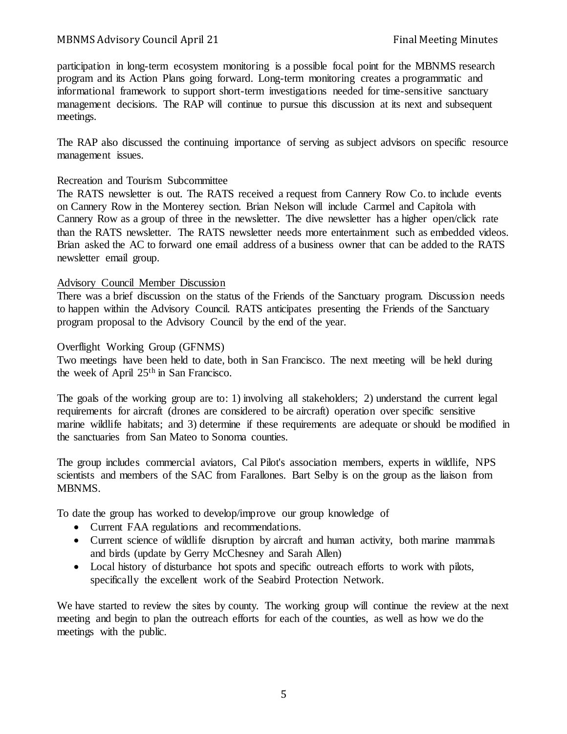participation in long-term ecosystem monitoring is a possible focal point for the MBNMS research program and its Action Plans going forward. Long-term monitoring creates a programmatic and informational framework to support short-term investigations needed for time-sensitive sanctuary management decisions. The RAP will continue to pursue this discussion at its next and subsequent meetings.

The RAP also discussed the continuing importance of serving as subject advisors on specific resource management issues.

Recreation and Tourism Subcommittee

The RATS newsletter is out. The RATS received a request from Cannery Row Co. to include events on Cannery Row in the Monterey section. Brian Nelson will include Carmel and Capitola with Cannery Row as a group of three in the newsletter. The dive newsletter has a higher open/click rate than the RATS newsletter. The RATS newsletter needs more entertainment such as embedded videos. Brian asked the AC to forward one email address of a business owner that can be added to the RATS newsletter email group.

<u>Advisory Council Member Discussion</u>

There was a brief discussion on the status of the Friends of the Sanctuary program. Discussion needs to happen within the Advisory Council. RATS anticipates presenting the Friends of the Sanctuary program proposal to the Advisory Council by the end of the year.

Overflight Working Group (GFNMS)

Two meetings have been held to date, both in San Francisco. The next meeting will be held during the week of April 25th in San Francisco.

The goals of the working group are to: 1) involving all stakeholders; 2) understand the current legal requirements for aircraft (drones are considered to be aircraft) operation over specific sensitive marine wildlife habitats; and 3) determine if these requirements are adequate or should be modified in the sanctuaries from San Mateo to Sonoma counties.

The group includes commercial aviators, Cal Pilot's association members, experts in wildlife, NPS scientists and members of the SAC from Farallones. Bart Selby is on the group as the liaison from MBNMS.

To date the group has worked to develop/improve our group knowledge of

- Current FAA regulations and recommendations.
- Current science of wildlife disruption by aircraft and human activity, both marine mammals and birds (update by Gerry McChesney and Sarah Allen)
- Local history of disturbance hot spots and specific outreach efforts to work with pilots, specifically the excellent work of the Seabird Protection Network.

We have started to review the sites by county. The working group will continue the review at the next meeting and begin to plan the outreach efforts for each of the counties, as well as how we do the meetings with the public.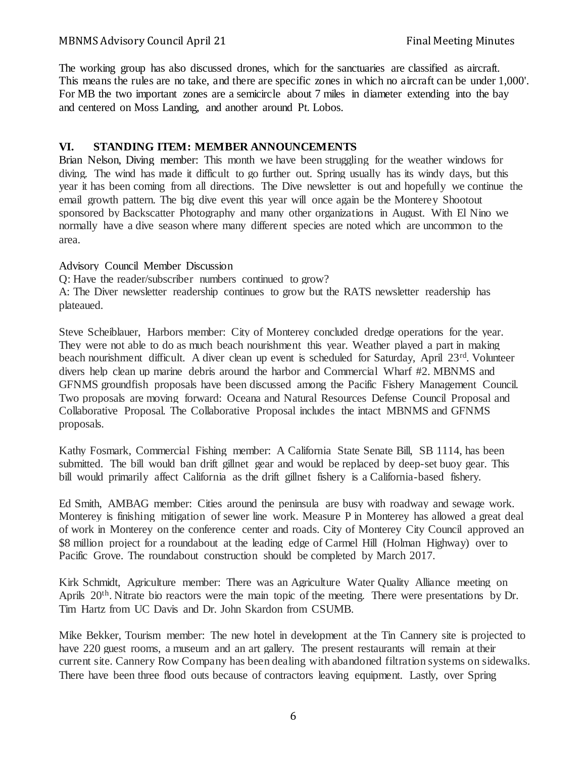The working group has also discussed drones, which for the sanctuaries are classified as aircraft. This means the rules are no take, and there are specific zones in which no aircraft can be under 1,000'. For MB the two important zones are a semicircle about 7 miles in diameter extending into the bay and centered on Moss Landing, and another around Pt. Lobos.

## VI. STANDING ITEM: MEMBER ANNOUNCEMENTS

Brian Nelson, Diving member: This month we have been struggling for the weather windows for diving. The wind has made it difficult to go further out. Spring usually has its windy days, but this year it has been coming from all directions. The Dive newsletter is out and hopefully we continue the email growth pattern. The big dive event this year will once again be the Monterey Shootout sponsored by Backscatter Photography and many other organizations in August. With El Nino we normally have a dive season where many different species are noted which are uncommon to the area.

Advisory Council Member Discussion

Q: Have the reader/subscriber numbers continued to grow?

A: The Diver newsletter readership continues to grow but the RATS newsletter readership has plateaued.

Steve Scheiblauer, Harbors member: City of Monterey concluded dredge operations for the year. They were not able to do as much beach nourishment this year. Weather played a part in making beach nourishment difficult. A diver clean up event is scheduled for Saturday, April 23rd. Volunteer divers help clean up marine debris around the harbor and Commercial Wharf #2. MBNMS and GFNMS groundfish proposals have been discussed among the Pacific Fishery Management Council. Two proposals are moving forward: Oceana and Natural Resources Defense Council Proposal and Collaborative Proposal. The Collaborative Proposal includes the intact MBNMS and GFNMS proposals.

Kathy Fosmark, Commercial Fishing member: A California State Senate Bill, SB 1114, has been submitted. The bill would ban drift gillnet gear and would be replaced by deep-set buoy gear. This bill would primarily affect California as the drift gillnet fishery is a California-based fishery.

Ed Smith, AMBAG member: Cities around the peninsula are busy with roadway and sewage work. Monterey is finishing mitigation of sewer line work. Measure P in Monterey has allowed a great deal of work in Monterey on the conference center and roads. City of Monterey City Council approved an \$8 million project for a roundabout at the leading edge of Carmel Hill (Holman Highway) over to Pacific Grove. The roundabout construction should be completed by March 2017.

Kirk Schmidt, Agriculture member: There was an Agriculture Water Quality Alliance meeting on Aprils 20th. Nitrate bio reactors were the main topic of the meeting. There were presentations by Dr. Tim Hartz from UC Davis and Dr. John Skardon from CSUMB.

Mike Bekker, Tourism member: The new hotel in development at the Tin Cannery site is projected to have 220 guest rooms, a museum and an art gallery. The present restaurants will remain at their current site. Cannery Row Company has been dealing with abandoned filtration systems on sidewalks. There have been three flood outs because of contractors leaving equipment. Lastly, over Spring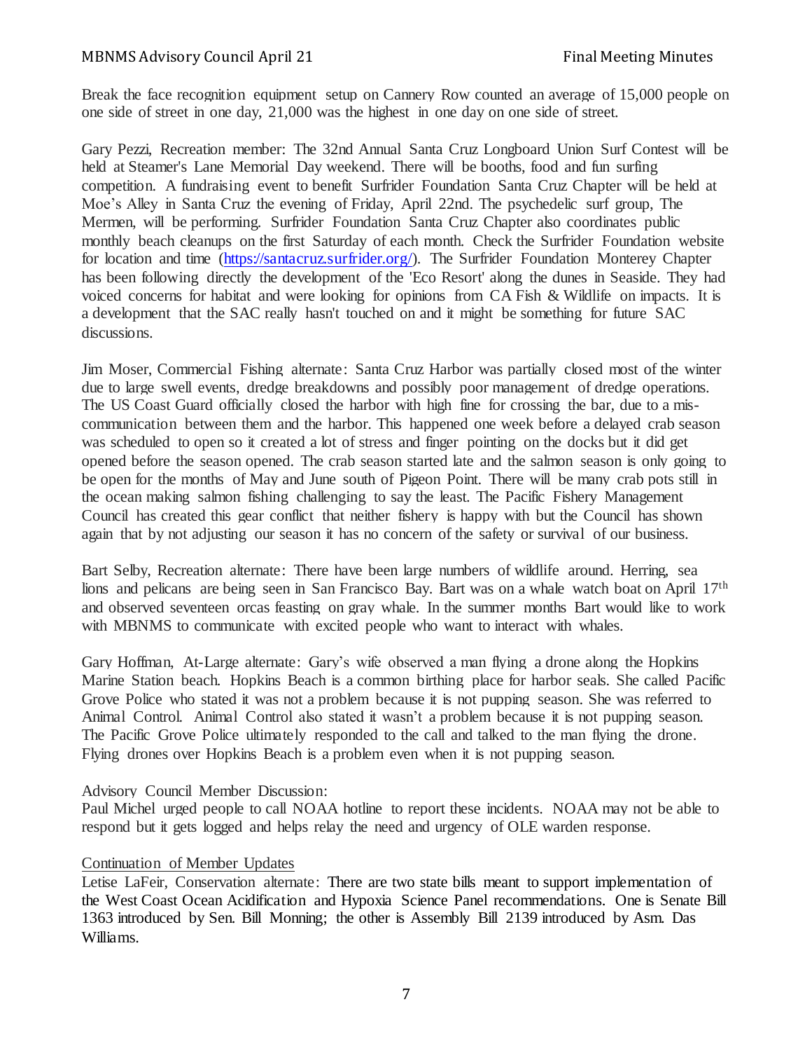Break the face recognition equipment setup on Cannery Row counted an average of 15,000 people on one side of street in one day, 21,000 was the highest in one day on one side of street.

Gary Pezzi, Recreation member: The 32nd Annual Santa Cruz Longboard Union Surf Contest will be held at Steamer's Lane Memorial Day weekend. There will be booths, food and fun surfing competition. A fundraising event to benefit Surfrider Foundation Santa Cruz Chapter will be held at Moe's Alley in Santa Cruz the evening of Friday, April 22nd. The psychedelic surf group, The Mermen, will be performing. Surfrider Foundation Santa Cruz Chapter also coordinates public monthly beach cleanups on the first Saturday of each month. Check the Surfrider Foundation website for location and time (https://santacruz.surfrider.org/). The Surfrider Foundation Monterey Chapter has been following directly the development of the 'Eco Resort' along the dunes in Seaside. They had voiced concerns for habitat and were looking for opinions from CA Fish & Wildlife on impacts. It is a development that the SAC really hasn't touched on and it might be something for future SAC discussions.

Jim Moser, Commercial Fishing alternate: Santa Cruz Harbor was partially closed most of the winter due to large swell events, dredge breakdowns and possibly poor management of dredge operations. The US Coast Guard officially closed the harbor with high fine for crossing the bar, due to a mis-communication between them and the harbor. This happened one week before a delayed crab season was scheduled to open so it created a lot of stress and finger pointing on the docks but it did get opened before the season opened. The crab season started late and the salmon season is only going to be open for the months of May and June south of Pigeon Point. There will be many crab pots still in the ocean making salmon fishing challenging to say the least. The Pacific Fishery Management Council has created this gear conflict that neither fishery is happy with but the Council has shown again that by not adjusting our season it has no concern of the safety or survival of our business.

Bart Selby, Recreation alternate: There have been large numbers of wildlife around. Herring, sea lions and pelicans are being seen in San Francisco Bay. Bart was on a whale watch boat on April 17th and observed seventeen orcas feasting on gray whale. In the summer months Bart would like to work with MBNMS to communicate with excited people who want to interact with whales.

Gary Hoffman, At-Large alternate: Gary's wife observed a man flying a drone along the Hopkins Marine Station beach. Hopkins Beach is a common birthing place for harbor seals. She called Pacific Grove Police who stated it was not a problem because it is not pupping season. She was referred to Animal Control. Animal Control also stated it wasn't a problem because it is not pupping season. The Pacific Grove Police ultimately responded to the call and talked to the man flying the drone. Flying drones over Hopkins Beach is a problem even when it is not pupping season.

Advisory Council Member Discussion:
Paul Michel urged people to call NOAA hotline to report these incidents. NOAA may not be able to respond but it gets logged and helps relay the need and urgency of OLE warden response.

Continuation of Member Updates

Letise LaFeir, Conservation alternate: There are two state bills meant to support implementation of the West Coast Ocean Acidification and Hypoxia Science Panel recommendations. One is Senate Bill 1363 introduced by Sen. Bill Monning; the other is Assembly Bill 2139 introduced by Asm. Das Williams.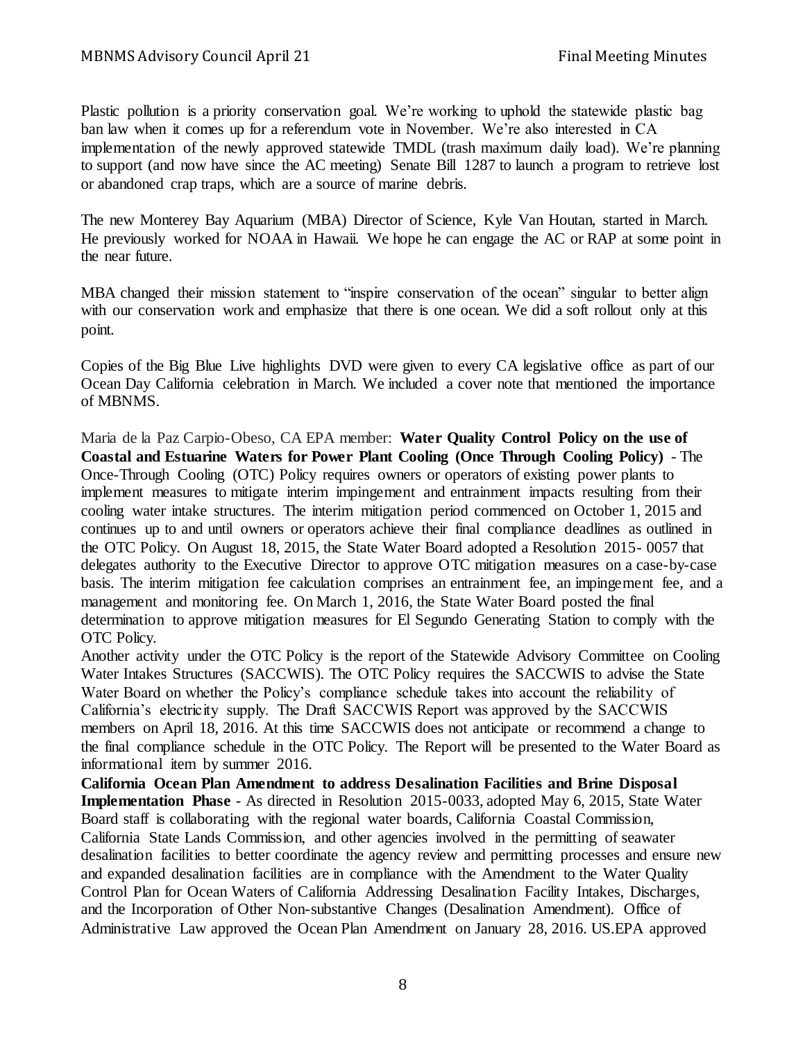Plastic pollution is a priority conservation goal. We're working to uphold the statewide plastic bag ban law when it comes up for a referendum vote in November. We're also interested in CA implementation of the newly approved statewide TMDL (trash maximum daily load). We're planning to support (and now have since the AC meeting) Senate Bill 1287 to launch a program to retrieve lost or abandoned crap traps, which are a source of marine debris.

The new Monterey Bay Aquarium (MBA) Director of Science, Kyle Van Houtan, started in March. He previously worked for NOAA in Hawaii. We hope he can engage the AC or RAP at some point in the near future.

MBA changed their mission statement to "inspire conservation of the ocean" singular to better align with our conservation work and emphasize that there is one ocean. We did a soft rollout only at this point.

Copies of the Big Blue Live highlights DVD were given to every CA legislative office as part of our Ocean Day California celebration in March. We included a cover note that mentioned the importance of MBNMS.

Maria de la Paz Carpio-Obeso, CA EPA member: **Water Quality Control Policy on the use of Coastal and Estuarine Waters for Power Plant Cooling (Once Through Cooling Policy)** - The Once-Through Cooling (OTC) Policy requires owners or operators of existing power plants to implement measures to mitigate interim impingement and entrainment impacts resulting from their cooling water intake structures. The interim mitigation period commenced on October 1, 2015 and continues up to and until owners or operators achieve their final compliance deadlines as outlined in the OTC Policy. On August 18, 2015, the State Water Board adopted a Resolution 2015- 0057 that delegates authority to the Executive Director to approve OTC mitigation measures on a case-by-case basis. The interim mitigation fee calculation comprises an entrainment fee, an impingement fee, and a management and monitoring fee. On March 1, 2016, the State Water Board posted the final determination to approve mitigation measures for El Segundo Generating Station to comply with the OTC Policy.

Another activity under the OTC Policy is the report of the Statewide Advisory Committee on Cooling Water Intakes Structures (SACCWIS). The OTC Policy requires the SACCWIS to advise the State Water Board on whether the Policy's compliance schedule takes into account the reliability of California's electricity supply. The Draft SACCWIS Report was approved by the SACCWIS members on April 18, 2016. At this time SACCWIS does not anticipate or recommend a change to the final compliance schedule in the OTC Policy. The Report will be presented to the Water Board as informational item by summer 2016.

**California Ocean Plan Amendment to address Desalination Facilities and Brine Disposal Implementation Phase** - As directed in Resolution 2015-0033, adopted May 6, 2015, State Water Board staff is collaborating with the regional water boards, California Coastal Commission, California State Lands Commission, and other agencies involved in the permitting of seawater desalination facilities to better coordinate the agency review and permitting processes and ensure new and expanded desalination facilities are in compliance with the Amendment to the Water Quality Control Plan for Ocean Waters of California Addressing Desalination Facility Intakes, Discharges, and the Incorporation of Other Non-substantive Changes (Desalination Amendment). Office of Administrative Law approved the Ocean Plan Amendment on January 28, 2016. US.EPA approved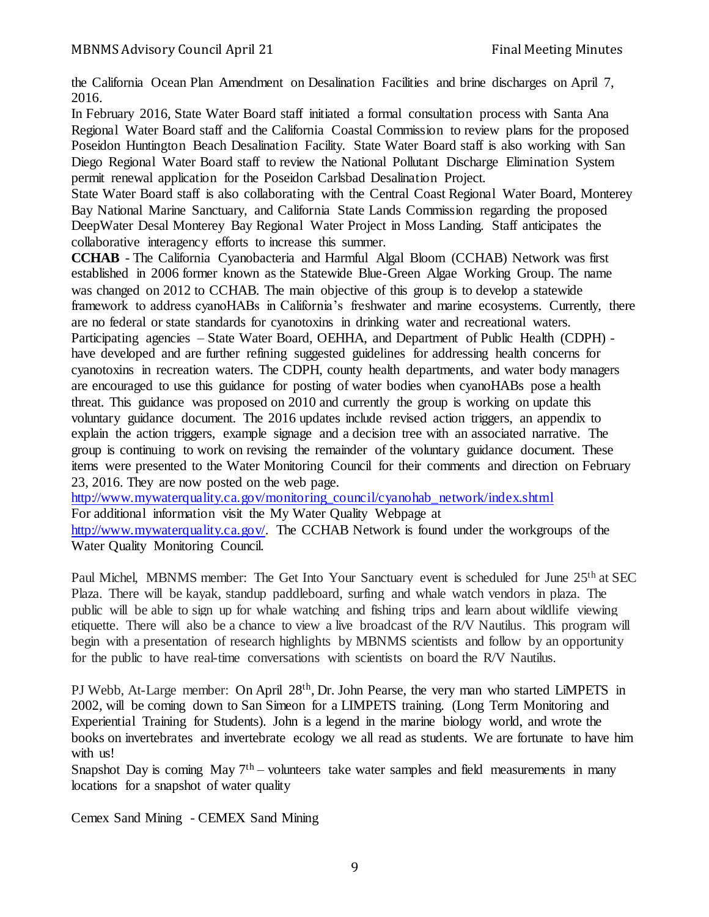the California Ocean Plan Amendment on Desalination Facilities and brine discharges on April 7, 2016.

In February 2016, State Water Board staff initiated a formal consultation process with Santa Ana Regional Water Board staff and the California Coastal Commission to review plans for the proposed Poseidon Huntington Beach Desalination Facility. State Water Board staff is also working with San Diego Regional Water Board staff to review the National Pollutant Discharge Elimination System permit renewal application for the Poseidon Carlsbad Desalination Project.

State Water Board staff is also collaborating with the Central Coast Regional Water Board, Monterey Bay National Marine Sanctuary, and California State Lands Commission regarding the proposed DeepWater Desal Monterey Bay Regional Water Project in Moss Landing. Staff anticipates the collaborative interagency efforts to increase this summer.

**CCHAB** - The California Cyanobacteria and Harmful Algal Bloom (CCHAB) Network was first established in 2006 former known as the Statewide Blue-Green Algae Working Group. The name was changed on 2012 to CCHAB. The main objective of this group is to develop a statewide framework to address cyanoHABs in California's freshwater and marine ecosystems. Currently, there are no federal or state standards for cyanotoxins in drinking water and recreational waters. Participating agencies – State Water Board, OEHHA, and Department of Public Health (CDPH) - have developed and are further refining suggested guidelines for addressing health concerns for cyanotoxins in recreation waters. The CDPH, county health departments, and water body managers are encouraged to use this guidance for posting of water bodies when cyanoHABs pose a health threat. This guidance was proposed on 2010 and currently the group is working on update this voluntary guidance document. The 2016 updates include revised action triggers, an appendix to explain the action triggers, example signage and a decision tree with an associated narrative. The group is continuing to work on revising the remainder of the voluntary guidance document. These items were presented to the Water Monitoring Council for their comments and direction on February 23, 2016. They are now posted on the web page.

http://www.mywaterquality.ca.gov/monitoring_council/cyanohab_network/index.shtml

For additional information visit the My Water Quality Webpage at http://www.mywaterquality.ca.gov/. The CCHAB Network is found under the workgroups of the Water Quality Monitoring Council.

Paul Michel, MBNMS member: The Get Into Your Sanctuary event is scheduled for June 25th at SEC Plaza. There will be kayak, standup paddleboard, surfing and whale watch vendors in plaza. The public will be able to sign up for whale watching and fishing trips and learn about wildlife viewing etiquette. There will also be a chance to view a live broadcast of the R/V Nautilus. This program will begin with a presentation of research highlights by MBNMS scientists and follow by an opportunity for the public to have real-time conversations with scientists on board the R/V Nautilus.

PJ Webb, At-Large member: On April 28th, Dr. John Pearse, the very man who started LiMPETS in 2002, will be coming down to San Simeon for a LIMPETS training. (Long Term Monitoring and Experiential Training for Students). John is a legend in the marine biology world, and wrote the books on invertebrates and invertebrate ecology we all read as students. We are fortunate to have him with us!

Snapshot Day is coming May 7th – volunteers take water samples and field measurements in many locations for a snapshot of water quality

Cemex Sand Mining - CEMEX Sand Mining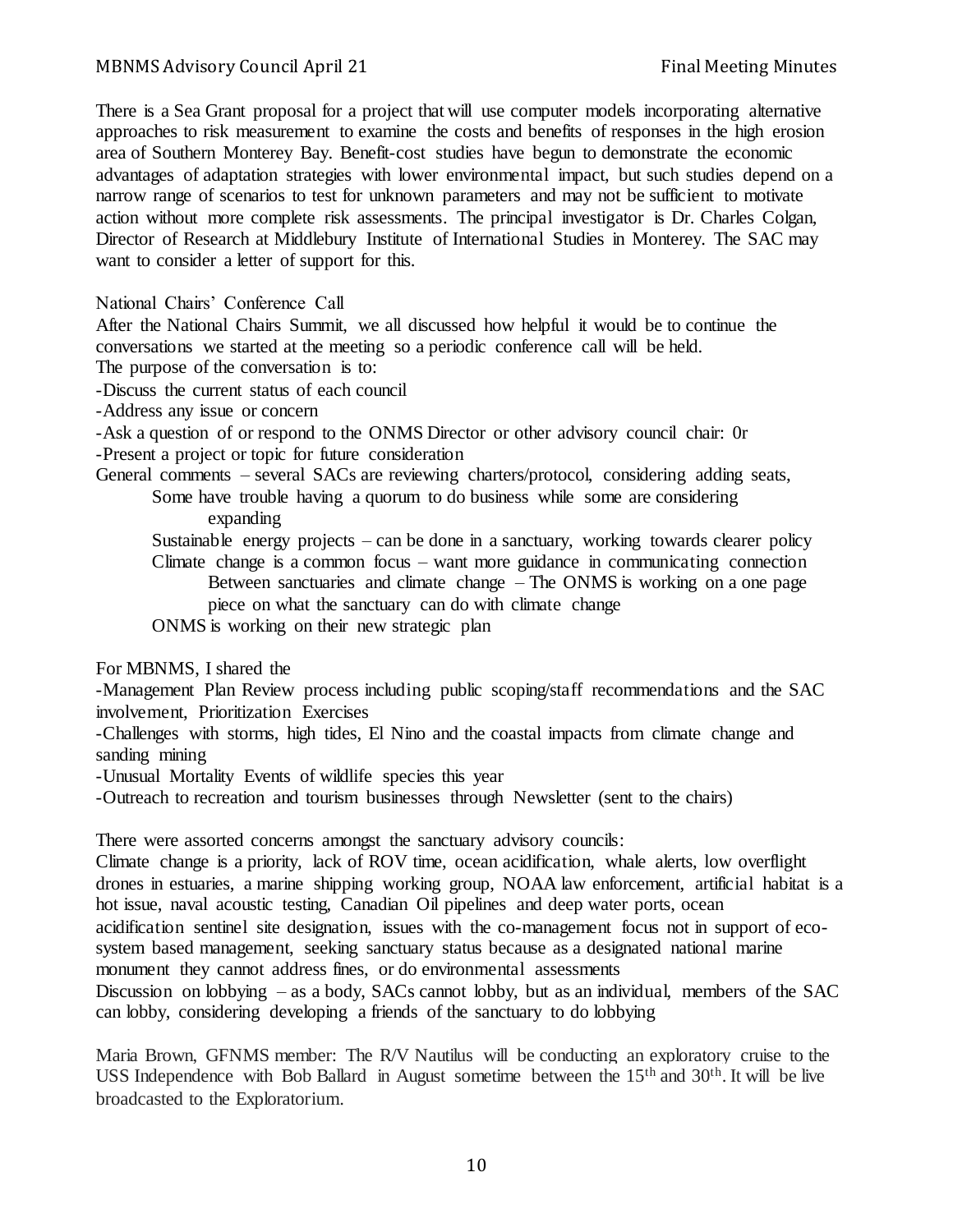There is a Sea Grant proposal for a project that will use computer models incorporating alternative approaches to risk measurement to examine the costs and benefits of responses in the high erosion area of Southern Monterey Bay. Benefit-cost studies have begun to demonstrate the economic advantages of adaptation strategies with lower environmental impact, but such studies depend on a narrow range of scenarios to test for unknown parameters and may not be sufficient to motivate action without more complete risk assessments. The principal investigator is Dr. Charles Colgan, Director of Research at Middlebury Institute of International Studies in Monterey. The SAC may want to consider a letter of support for this.

National Chairs' Conference Call

After the National Chairs Summit, we all discussed how helpful it would be to continue the conversations we started at the meeting so a periodic conference call will be held.

The purpose of the conversation is to:

- Discuss the current status of each council
- Address any issue or concern
- Ask a question of or respond to the ONMS Director or other advisory council chair: 0r
- Present a project or topic for future consideration

General comments – several SACs are reviewing charters/protocol, considering adding seats,

- Some have trouble having a quorum to do business while some are considering expanding
- Sustainable energy projects – can be done in a sanctuary, working towards clearer policy
- Climate change is a common focus – want more guidance in communicating connection Between sanctuaries and climate change – The ONMS is working on a one page piece on what the sanctuary can do with climate change
- ONMS is working on their new strategic plan

For MBNMS, I shared the

- Management Plan Review process including public scoping/staff recommendations and the SAC involvement, Prioritization Exercises
- Challenges with storms, high tides, El Nino and the coastal impacts from climate change and sanding mining
- Unusual Mortality Events of wildlife species this year
- Outreach to recreation and tourism businesses through Newsletter (sent to the chairs)

There were assorted concerns amongst the sanctuary advisory councils:

Climate change is a priority, lack of ROV time, ocean acidification, whale alerts, low overflight drones in estuaries, a marine shipping working group, NOAA law enforcement, artificial habitat is a hot issue, naval acoustic testing, Canadian Oil pipelines and deep water ports, ocean acidification sentinel site designation, issues with the co-management focus not in support of eco-system based management, seeking sanctuary status because as a designated national marine monument they cannot address fines, or do environmental assessments

Discussion on lobbying – as a body, SACs cannot lobby, but as an individual, members of the SAC can lobby, considering developing a friends of the sanctuary to do lobbying

Maria Brown, GFNMS member: The R/V Nautilus will be conducting an exploratory cruise to the USS Independence with Bob Ballard in August sometime between the 15th and 30th. It will be live broadcasted to the Exploratorium.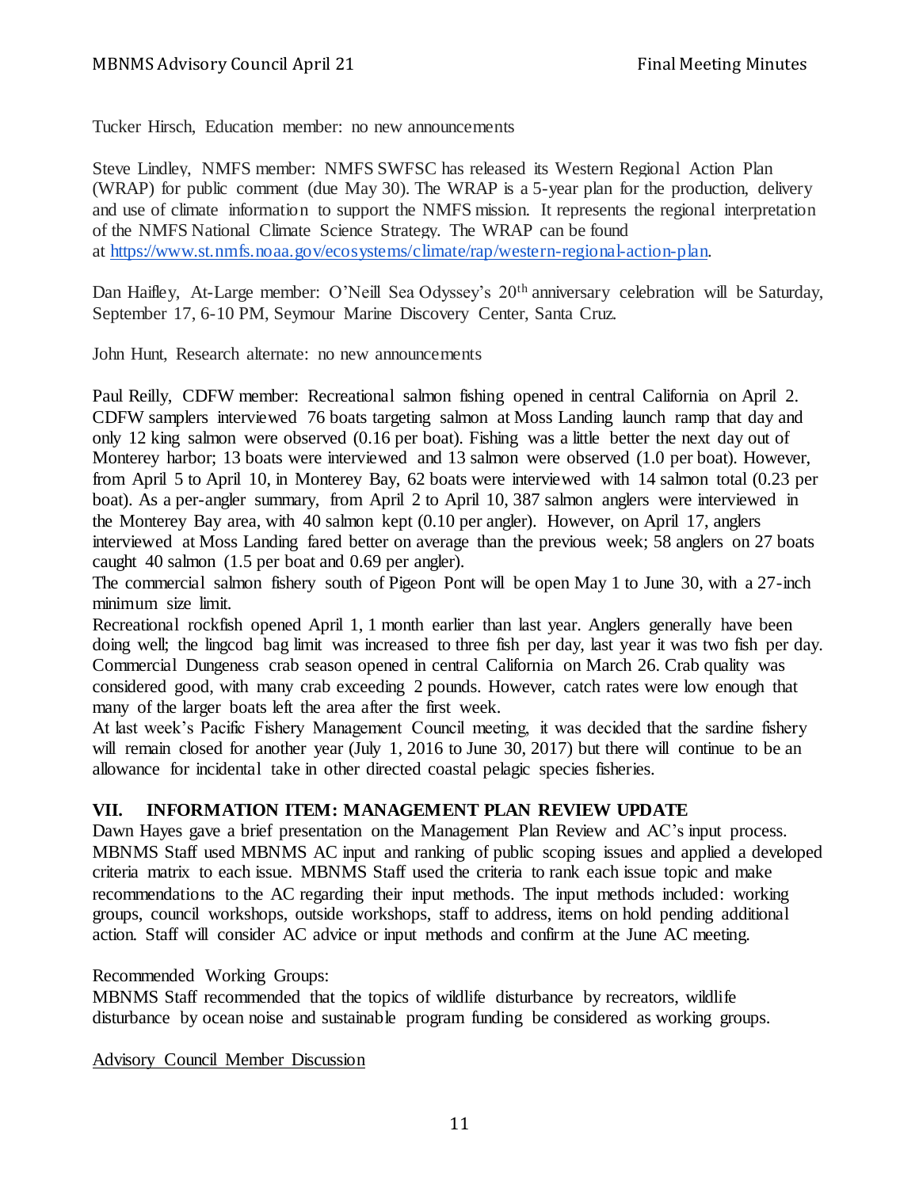Tucker Hirsch, Education member: no new announcements

Steve Lindley, NMFS member: NMFS SWFSC has released its Western Regional Action Plan (WRAP) for public comment (due May 30). The WRAP is a 5-year plan for the production, delivery and use of climate information to support the NMFS mission. It represents the regional interpretation of the NMFS National Climate Science Strategy. The WRAP can be found at https://www.st.nmfs.noaa.gov/ecosystems/climate/rap/western-regional-action-plan.

Dan Haifley, At-Large member: O'Neill Sea Odyssey's 20th anniversary celebration will be Saturday, September 17, 6-10 PM, Seymour Marine Discovery Center, Santa Cruz.

John Hunt, Research alternate: no new announcements

Paul Reilly, CDFW member: Recreational salmon fishing opened in central California on April 2. CDFW samplers interviewed 76 boats targeting salmon at Moss Landing launch ramp that day and only 12 king salmon were observed (0.16 per boat). Fishing was a little better the next day out of Monterey harbor; 13 boats were interviewed and 13 salmon were observed (1.0 per boat). However, from April 5 to April 10, in Monterey Bay, 62 boats were interviewed with 14 salmon total (0.23 per boat). As a per-angler summary, from April 2 to April 10, 387 salmon anglers were interviewed in the Monterey Bay area, with 40 salmon kept (0.10 per angler). However, on April 17, anglers interviewed at Moss Landing fared better on average than the previous week; 58 anglers on 27 boats caught 40 salmon (1.5 per boat and 0.69 per angler).
The commercial salmon fishery south of Pigeon Pont will be open May 1 to June 30, with a 27-inch minimum size limit.
Recreational rockfish opened April 1, 1 month earlier than last year. Anglers generally have been doing well; the lingcod bag limit was increased to three fish per day, last year it was two fish per day.
Commercial Dungeness crab season opened in central California on March 26. Crab quality was considered good, with many crab exceeding 2 pounds. However, catch rates were low enough that many of the larger boats left the area after the first week.
At last week's Pacific Fishery Management Council meeting, it was decided that the sardine fishery will remain closed for another year (July 1, 2016 to June 30, 2017) but there will continue to be an allowance for incidental take in other directed coastal pelagic species fisheries.

## VII. INFORMATION ITEM: MANAGEMENT PLAN REVIEW UPDATE

Dawn Hayes gave a brief presentation on the Management Plan Review and AC's input process. MBNMS Staff used MBNMS AC input and ranking of public scoping issues and applied a developed criteria matrix to each issue. MBNMS Staff used the criteria to rank each issue topic and make recommendations to the AC regarding their input methods. The input methods included: working groups, council workshops, outside workshops, staff to address, items on hold pending additional action. Staff will consider AC advice or input methods and confirm at the June AC meeting.

Recommended Working Groups:
MBNMS Staff recommended that the topics of wildlife disturbance by recreators, wildlife disturbance by ocean noise and sustainable program funding be considered as working groups.

Advisory Council Member Discussion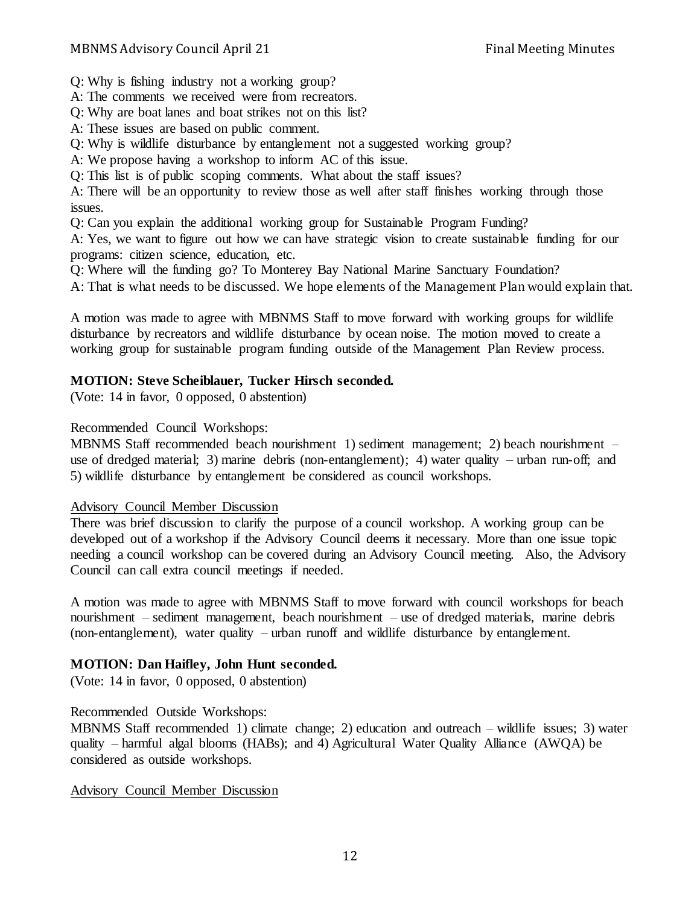Q: Why is fishing industry not a working group?

A: The comments we received were from recreators.

Q: Why are boat lanes and boat strikes not on this list?

A: These issues are based on public comment.

Q: Why is wildlife disturbance by entanglement not a suggested working group?

A: We propose having a workshop to inform AC of this issue.

Q: This list is of public scoping comments. What about the staff issues?

A: There will be an opportunity to review those as well after staff finishes working through those issues.

Q: Can you explain the additional working group for Sustainable Program Funding?

A: Yes, we want to figure out how we can have strategic vision to create sustainable funding for our programs: citizen science, education, etc.

Q: Where will the funding go? To Monterey Bay National Marine Sanctuary Foundation?

A: That is what needs to be discussed. We hope elements of the Management Plan would explain that.

A motion was made to agree with MBNMS Staff to move forward with working groups for wildlife disturbance by recreators and wildlife disturbance by ocean noise. The motion moved to create a working group for sustainable program funding outside of the Management Plan Review process.

**MOTION: Steve Scheiblauer, Tucker Hirsch seconded.**

(Vote: 14 in favor, 0 opposed, 0 abstention)

Recommended Council Workshops:

MBNMS Staff recommended beach nourishment 1) sediment management; 2) beach nourishment – use of dredged material; 3) marine debris (non-entanglement); 4) water quality – urban run-off; and 5) wildlife disturbance by entanglement be considered as council workshops.

<u>Advisory Council Member Discussion</u>

There was brief discussion to clarify the purpose of a council workshop. A working group can be developed out of a workshop if the Advisory Council deems it necessary. More than one issue topic needing a council workshop can be covered during an Advisory Council meeting. Also, the Advisory Council can call extra council meetings if needed.

A motion was made to agree with MBNMS Staff to move forward with council workshops for beach nourishment – sediment management, beach nourishment – use of dredged materials, marine debris (non-entanglement), water quality – urban runoff and wildlife disturbance by entanglement.

**MOTION: Dan Haifley, John Hunt seconded.**

(Vote: 14 in favor, 0 opposed, 0 abstention)

Recommended Outside Workshops:

MBNMS Staff recommended 1) climate change; 2) education and outreach – wildlife issues; 3) water quality – harmful algal blooms (HABs); and 4) Agricultural Water Quality Alliance (AWQA) be considered as outside workshops.

<u>Advisory Council Member Discussion</u>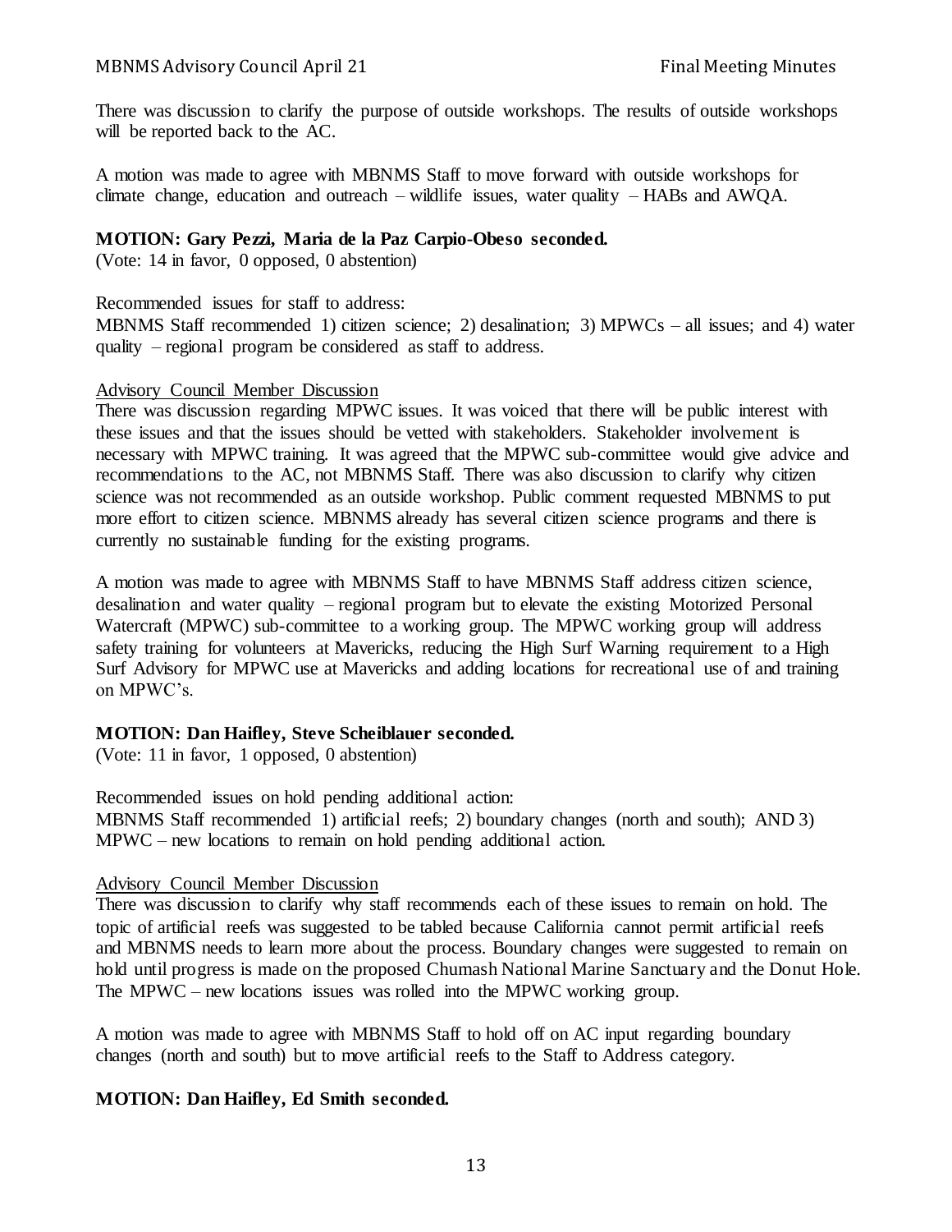There was discussion to clarify the purpose of outside workshops. The results of outside workshops will be reported back to the AC.

A motion was made to agree with MBNMS Staff to move forward with outside workshops for climate change, education and outreach – wildlife issues, water quality – HABs and AWQA.

**MOTION: Gary Pezzi, Maria de la Paz Carpio-Obeso seconded.**
(Vote: 14 in favor, 0 opposed, 0 abstention)

Recommended issues for staff to address:
MBNMS Staff recommended 1) citizen science; 2) desalination; 3) MPWCs – all issues; and 4) water quality – regional program be considered as staff to address.

Advisory Council Member Discussion
There was discussion regarding MPWC issues. It was voiced that there will be public interest with these issues and that the issues should be vetted with stakeholders. Stakeholder involvement is necessary with MPWC training. It was agreed that the MPWC sub-committee would give advice and recommendations to the AC, not MBNMS Staff. There was also discussion to clarify why citizen science was not recommended as an outside workshop. Public comment requested MBNMS to put more effort to citizen science. MBNMS already has several citizen science programs and there is currently no sustainable funding for the existing programs.

A motion was made to agree with MBNMS Staff to have MBNMS Staff address citizen science, desalination and water quality – regional program but to elevate the existing Motorized Personal Watercraft (MPWC) sub-committee to a working group. The MPWC working group will address safety training for volunteers at Mavericks, reducing the High Surf Warning requirement to a High Surf Advisory for MPWC use at Mavericks and adding locations for recreational use of and training on MPWC's.

**MOTION: Dan Haifley, Steve Scheiblauer seconded.**
(Vote: 11 in favor, 1 opposed, 0 abstention)

Recommended issues on hold pending additional action:
MBNMS Staff recommended 1) artificial reefs; 2) boundary changes (north and south); AND 3) MPWC – new locations to remain on hold pending additional action.

Advisory Council Member Discussion
There was discussion to clarify why staff recommends each of these issues to remain on hold. The topic of artificial reefs was suggested to be tabled because California cannot permit artificial reefs and MBNMS needs to learn more about the process. Boundary changes were suggested to remain on hold until progress is made on the proposed Chumash National Marine Sanctuary and the Donut Hole. The MPWC – new locations issues was rolled into the MPWC working group.

A motion was made to agree with MBNMS Staff to hold off on AC input regarding boundary changes (north and south) but to move artificial reefs to the Staff to Address category.

**MOTION: Dan Haifley, Ed Smith seconded.**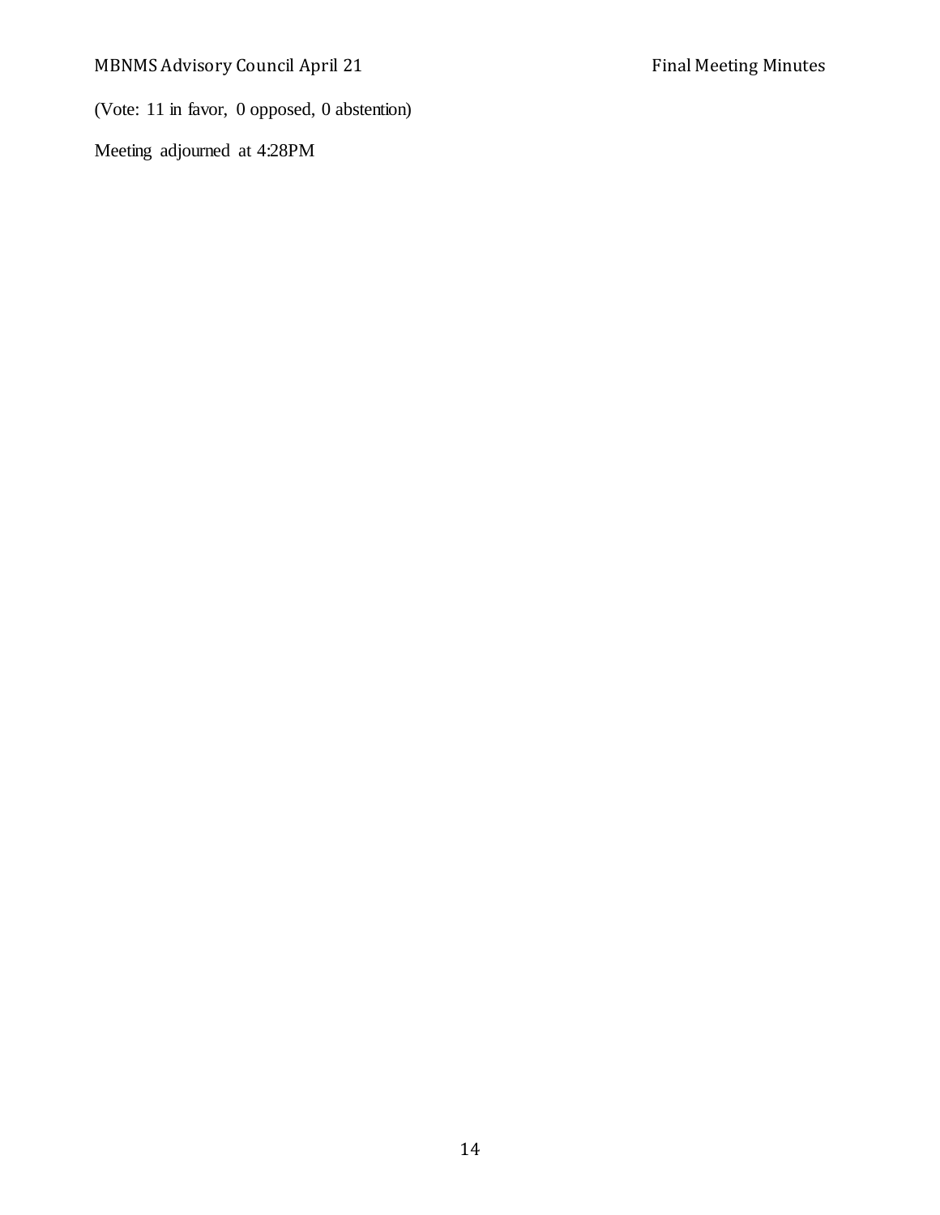(Vote: 11 in favor, 0 opposed, 0 abstention)

Meeting adjourned at 4:28PM